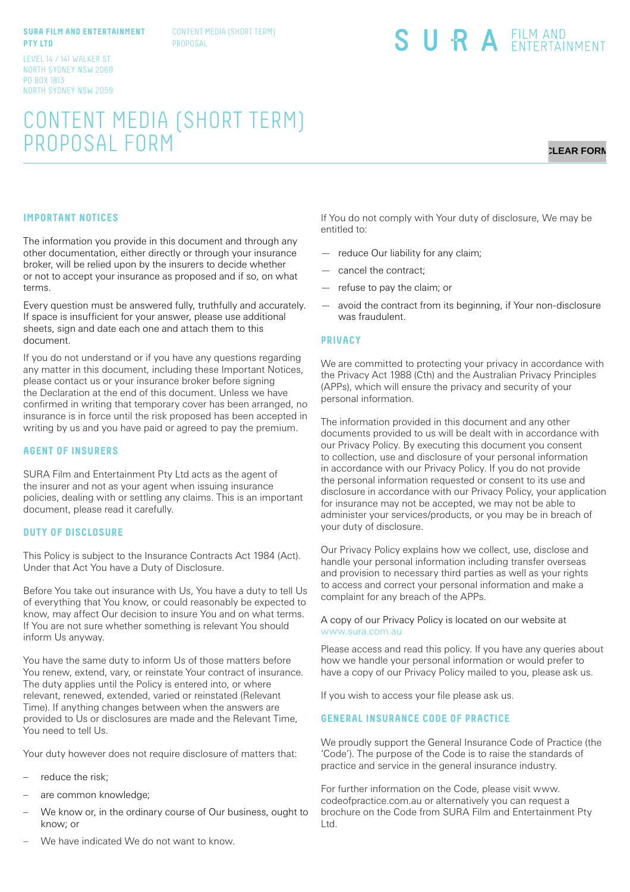**SURA FILM AND ENTERTAINMENT PTY LTD**

LEVEL 14 / 141 WALKER ST
NORTH SYDNEY NSW 2060
PO BOX 1813
NORTH SYDNEY NSW 2059

CONTENT MEDIA (SHORT TERM) PROPOSAL

SURA FILM AND ENTERTAINMENT

# CONTENT MEDIA (SHORT TERM) PROPOSAL FORM

CLEAR FORM

## IMPORTANT NOTICES

The information you provide in this document and through any other documentation, either directly or through your insurance broker, will be relied upon by the insurers to decide whether or not to accept your insurance as proposed and if so, on what terms.

Every question must be answered fully, truthfully and accurately. If space is insufficient for your answer, please use additional sheets, sign and date each one and attach them to this document.

If you do not understand or if you have any questions regarding any matter in this document, including these Important Notices, please contact us or your insurance broker before signing the Declaration at the end of this document. Unless we have confirmed in writing that temporary cover has been arranged, no insurance is in force until the risk proposed has been accepted in writing by us and you have paid or agreed to pay the premium.

## AGENT OF INSURERS

SURA Film and Entertainment Pty Ltd acts as the agent of the insurer and not as your agent when issuing insurance policies, dealing with or settling any claims. This is an important document, please read it carefully.

## DUTY OF DISCLOSURE

This Policy is subject to the Insurance Contracts Act 1984 (Act). Under that Act You have a Duty of Disclosure.

Before You take out insurance with Us, You have a duty to tell Us of everything that You know, or could reasonably be expected to know, may affect Our decision to insure You and on what terms. If You are not sure whether something is relevant You should inform Us anyway.

You have the same duty to inform Us of those matters before You renew, extend, vary, or reinstate Your contract of insurance. The duty applies until the Policy is entered into, or where relevant, renewed, extended, varied or reinstated (Relevant Time). If anything changes between when the answers are provided to Us or disclosures are made and the Relevant Time, You need to tell Us.

Your duty however does not require disclosure of matters that:

- reduce the risk;
- are common knowledge;
- We know or, in the ordinary course of Our business, ought to know; or
- We have indicated We do not want to know.

If You do not comply with Your duty of disclosure, We may be entitled to:

- reduce Our liability for any claim;
- cancel the contract;
- refuse to pay the claim; or
- avoid the contract from its beginning, if Your non-disclosure was fraudulent.

## PRIVACY

We are committed to protecting your privacy in accordance with the Privacy Act 1988 (Cth) and the Australian Privacy Principles (APPs), which will ensure the privacy and security of your personal information.

The information provided in this document and any other documents provided to us will be dealt with in accordance with our Privacy Policy. By executing this document you consent to collection, use and disclosure of your personal information in accordance with our Privacy Policy. If you do not provide the personal information requested or consent to its use and disclosure in accordance with our Privacy Policy, your application for insurance may not be accepted, we may not be able to administer your services/products, or you may be in breach of your duty of disclosure.

Our Privacy Policy explains how we collect, use, disclose and handle your personal information including transfer overseas and provision to necessary third parties as well as your rights to access and correct your personal information and make a complaint for any breach of the APPs.

A copy of our Privacy Policy is located on our website at www.sura.com.au

Please access and read this policy. If you have any queries about how we handle your personal information or would prefer to have a copy of our Privacy Policy mailed to you, please ask us.

If you wish to access your file please ask us.

## GENERAL INSURANCE CODE OF PRACTICE

We proudly support the General Insurance Code of Practice (the 'Code'). The purpose of the Code is to raise the standards of practice and service in the general insurance industry.

For further information on the Code, please visit www.codeofpractice.com.au or alternatively you can request a brochure on the Code from SURA Film and Entertainment Pty Ltd.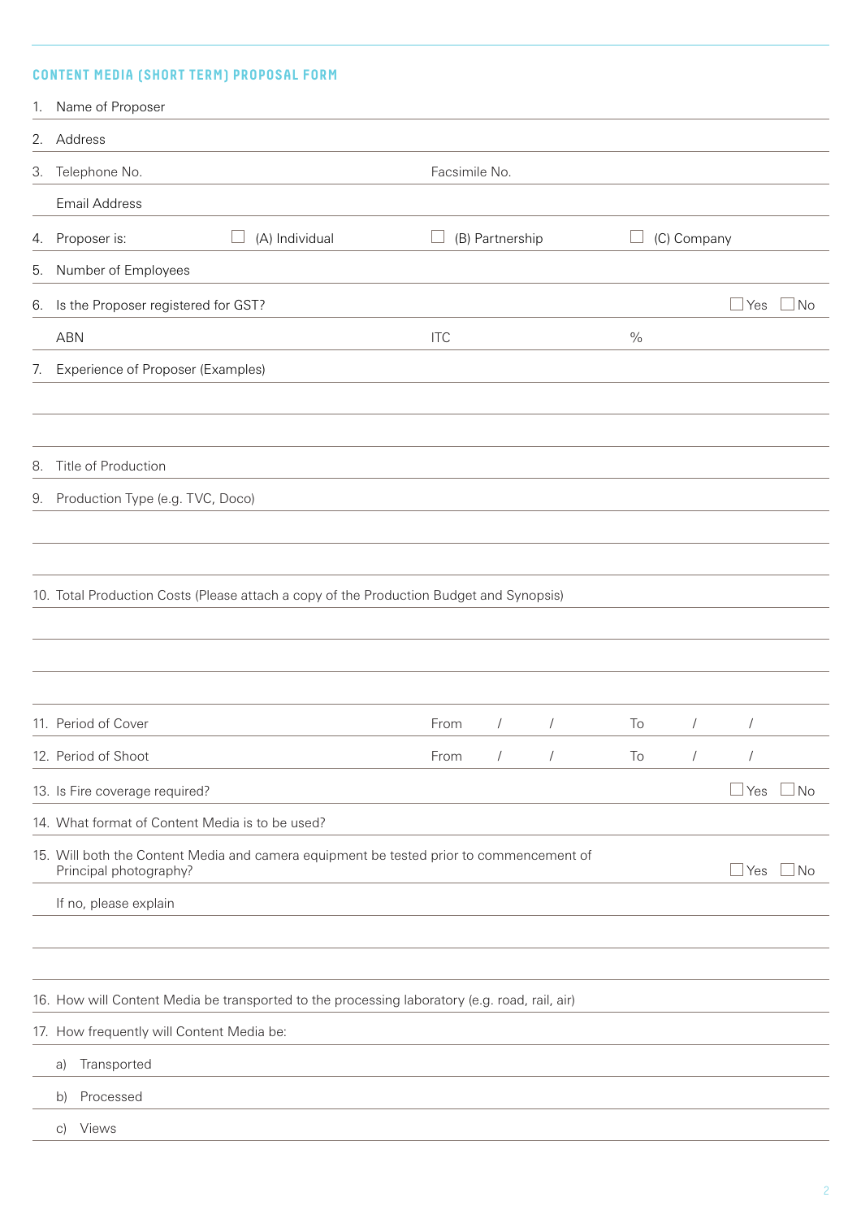## CONTENT MEDIA (SHORT TERM) PROPOSAL FORM

1. Name of Proposer

2. Address

3. Telephone No. &nbsp;&nbsp;&nbsp;&nbsp; Facsimile No.

   Email Address

4. Proposer is: ☐ (A) Individual ☐ (B) Partnership ☐ (C) Company

5. Number of Employees

6. Is the Proposer registered for GST? ☐ Yes ☐ No

   ABN &nbsp;&nbsp;&nbsp;&nbsp; ITC &nbsp;&nbsp;&nbsp;&nbsp; %

7. Experience of Proposer (Examples)

8. Title of Production

9. Production Type (e.g. TVC, Doco)

10. Total Production Costs (Please attach a copy of the Production Budget and Synopsis)

11. Period of Cover &nbsp;&nbsp;&nbsp;&nbsp; From / / &nbsp;&nbsp;&nbsp;&nbsp; To / /

12. Period of Shoot &nbsp;&nbsp;&nbsp;&nbsp; From / / &nbsp;&nbsp;&nbsp;&nbsp; To / /

13. Is Fire coverage required? ☐ Yes ☐ No

14. What format of Content Media is to be used?

15. Will both the Content Media and camera equipment be tested prior to commencement of Principal photography? ☐ Yes ☐ No

    If no, please explain

16. How will Content Media be transported to the processing laboratory (e.g. road, rail, air)

17. How frequently will Content Media be:

    a) Transported

    b) Processed

    c) Views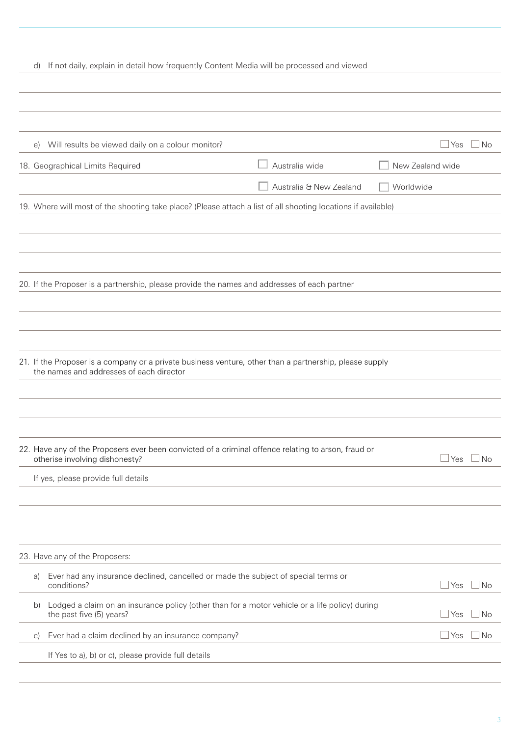d) If not daily, explain in detail how frequently Content Media will be processed and viewed

e) Will results be viewed daily on a colour monitor? ☐ Yes ☐ No

18. Geographical Limits Required

☐ Australia wide ☐ New Zealand wide

☐ Australia & New Zealand ☐ Worldwide

19. Where will most of the shooting take place? (Please attach a list of all shooting locations if available)

20. If the Proposer is a partnership, please provide the names and addresses of each partner

21. If the Proposer is a company or a private business venture, other than a partnership, please supply the names and addresses of each director

22. Have any of the Proposers ever been convicted of a criminal offence relating to arson, fraud or otherise involving dishonesty? ☐ Yes ☐ No

If yes, please provide full details

23. Have any of the Proposers:

a) Ever had any insurance declined, cancelled or made the subject of special terms or conditions? ☐ Yes ☐ No

b) Lodged a claim on an insurance policy (other than for a motor vehicle or a life policy) during the past five (5) years? ☐ Yes ☐ No

c) Ever had a claim declined by an insurance company? ☐ Yes ☐ No

If Yes to a), b) or c), please provide full details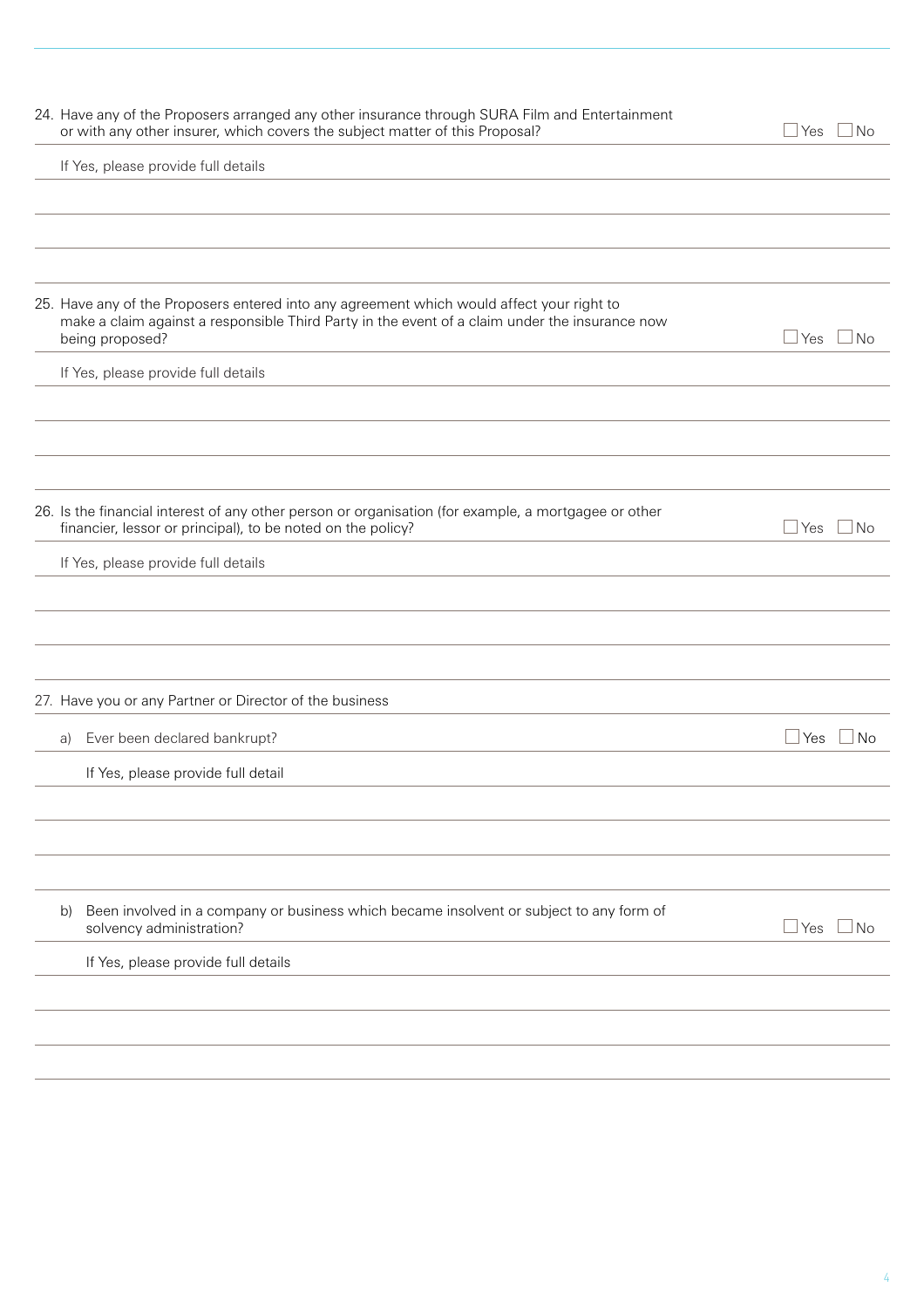24. Have any of the Proposers arranged any other insurance through SURA Film and Entertainment or with any other insurer, which covers the subject matter of this Proposal? ☐ Yes ☐ No

    If Yes, please provide full details

25. Have any of the Proposers entered into any agreement which would affect your right to make a claim against a responsible Third Party in the event of a claim under the insurance now being proposed? ☐ Yes ☐ No

    If Yes, please provide full details

26. Is the financial interest of any other person or organisation (for example, a mortgagee or other financier, lessor or principal), to be noted on the policy? ☐ Yes ☐ No

    If Yes, please provide full details

27. Have you or any Partner or Director of the business

    a) Ever been declared bankrupt? ☐ Yes ☐ No

       If Yes, please provide full detail

    b) Been involved in a company or business which became insolvent or subject to any form of solvency administration? ☐ Yes ☐ No

       If Yes, please provide full details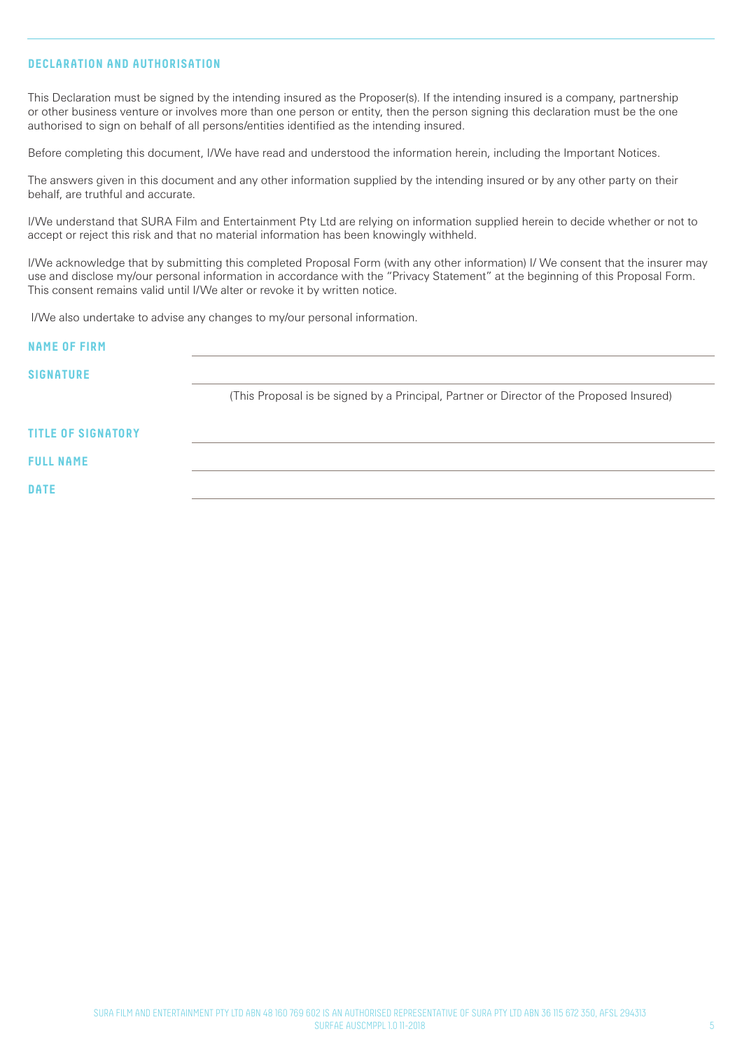## DECLARATION AND AUTHORISATION

This Declaration must be signed by the intending insured as the Proposer(s). If the intending insured is a company, partnership or other business venture or involves more than one person or entity, then the person signing this declaration must be the one authorised to sign on behalf of all persons/entities identified as the intending insured.

Before completing this document, I/We have read and understood the information herein, including the Important Notices.

The answers given in this document and any other information supplied by the intending insured or by any other party on their behalf, are truthful and accurate.

I/We understand that SURA Film and Entertainment Pty Ltd are relying on information supplied herein to decide whether or not to accept or reject this risk and that no material information has been knowingly withheld.

I/We acknowledge that by submitting this completed Proposal Form (with any other information) I/ We consent that the insurer may use and disclose my/our personal information in accordance with the "Privacy Statement" at the beginning of this Proposal Form. This consent remains valid until I/We alter or revoke it by written notice.

I/We also undertake to advise any changes to my/our personal information.

**NAME OF FIRM** ______________________________

**SIGNATURE** ______________________________

(This Proposal is be signed by a Principal, Partner or Director of the Proposed Insured)

**TITLE OF SIGNATORY** ______________________________

**FULL NAME** ______________________________

**DATE** ______________________________

SURA FILM AND ENTERTAINMENT PTY LTD ABN 48 160 769 602 IS AN AUTHORISED REPRESENTATIVE OF SURA PTY LTD ABN 36 115 672 350, AFSL 294313
SURFAE AUSCMPPL 1.0 11-2018